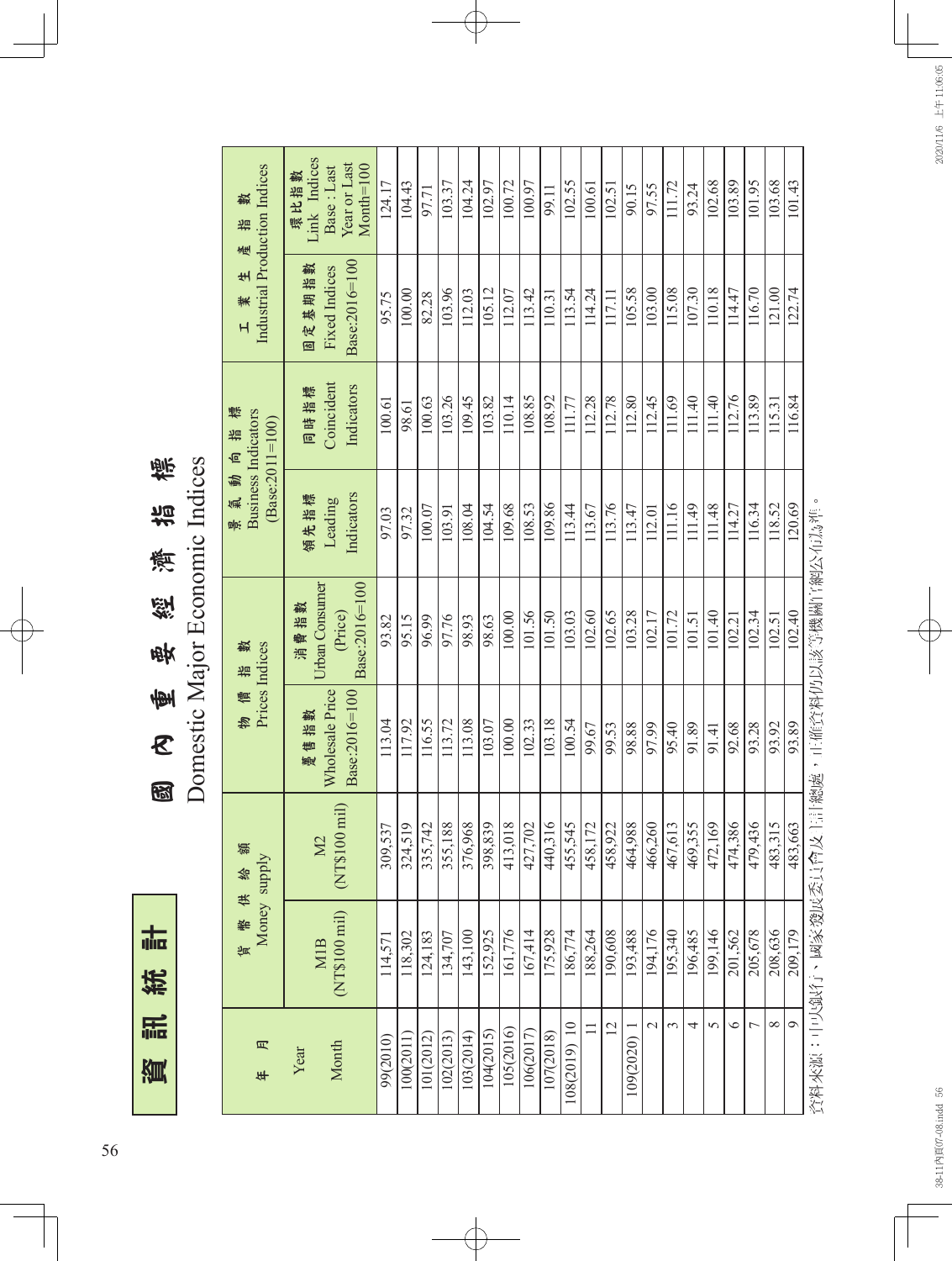# 資訊統計

## 國內重要經濟指標

## Domestic Major Economic Indices

| 年 月 Year Month | 貨幣供給額 Money supply | | 物價指數 Prices Indices | | 景氣動向指標 Business Indicators (Base:2011=100) | | 工業生產指數 Industrial Production Indices | |
|---|---|---|---|---|---|---|---|---|
| | M1B (NT$100 mil) | M2 (NT$100 mil) | 躉售指數 Wholesale Price Base:2016=100 | 消費指數 Urban Consumer (Price) Base:2016=100 | 領先指標 Leading Indicators | 同時指標 Coincident Indicators | 固定基期指數 Fixed Indices Base:2016=100 | 環比指數 Link Indices Base : Last Year or Last Month=100 |
| 99(2010) | 114,571 | 309,537 | 113.04 | 93.82 | 97.03 | 100.61 | 95.75 | 124.17 |
| 100(2011) | 118,302 | 324,519 | 117.92 | 95.15 | 97.32 | 98.61 | 100.00 | 104.43 |
| 101(2012) | 124,183 | 335,742 | 116.55 | 96.99 | 100.07 | 100.63 | 82.28 | 97.71 |
| 102(2013) | 134,707 | 355,188 | 113.72 | 97.76 | 103.91 | 103.26 | 103.96 | 103.37 |
| 103(2014) | 143,100 | 376,968 | 113.08 | 98.93 | 108.04 | 109.45 | 112.03 | 104.24 |
| 104(2015) | 152,925 | 398,839 | 103.07 | 98.63 | 104.54 | 103.82 | 105.12 | 102.97 |
| 105(2016) | 161,776 | 413,018 | 100.00 | 100.00 | 109.68 | 110.14 | 112.07 | 100.72 |
| 106(2017) | 167,414 | 427,702 | 102.33 | 101.56 | 108.53 | 108.85 | 113.42 | 100.97 |
| 107(2018) | 175,928 | 440,316 | 103.18 | 101.50 | 109.86 | 108.92 | 110.31 | 99.11 |
| 108(2019) 10 | 186,774 | 455,545 | 100.54 | 103.03 | 113.44 | 111.77 | 113.54 | 102.55 |
| 11 | 188,264 | 458,172 | 99.67 | 102.60 | 113.67 | 112.28 | 114.24 | 100.61 |
| 12 | 190,608 | 458,922 | 99.53 | 102.65 | 113.76 | 112.78 | 117.11 | 102.51 |
| 109(2020) 1 | 193,488 | 464,988 | 98.88 | 103.28 | 113.47 | 112.80 | 105.58 | 90.15 |
| 2 | 194,176 | 466,260 | 97.99 | 102.17 | 112.01 | 112.45 | 103.00 | 97.55 |
| 3 | 195,340 | 467,613 | 95.40 | 101.72 | 111.16 | 111.69 | 115.08 | 111.72 |
| 4 | 196,485 | 469,355 | 91.89 | 101.51 | 111.49 | 111.40 | 107.30 | 93.24 |
| 5 | 199,146 | 472,169 | 91.41 | 101.40 | 111.48 | 111.40 | 110.18 | 102.68 |
| 6 | 201,562 | 474,386 | 92.68 | 102.21 | 114.27 | 112.76 | 114.47 | 103.89 |
| 7 | 205,678 | 479,436 | 93.28 | 102.34 | 116.34 | 113.89 | 116.70 | 101.95 |
| 8 | 208,636 | 483,315 | 93.92 | 102.51 | 118.52 | 115.31 | 121.00 | 103.68 |
| 9 | 209,179 | 483,663 | 93.89 | 102.40 | 120.69 | 116.84 | 122.74 | 101.43 |

資料來源：中央銀行、國家發展委員會及主計總處，正確資料仍以該等機關官網公布為準。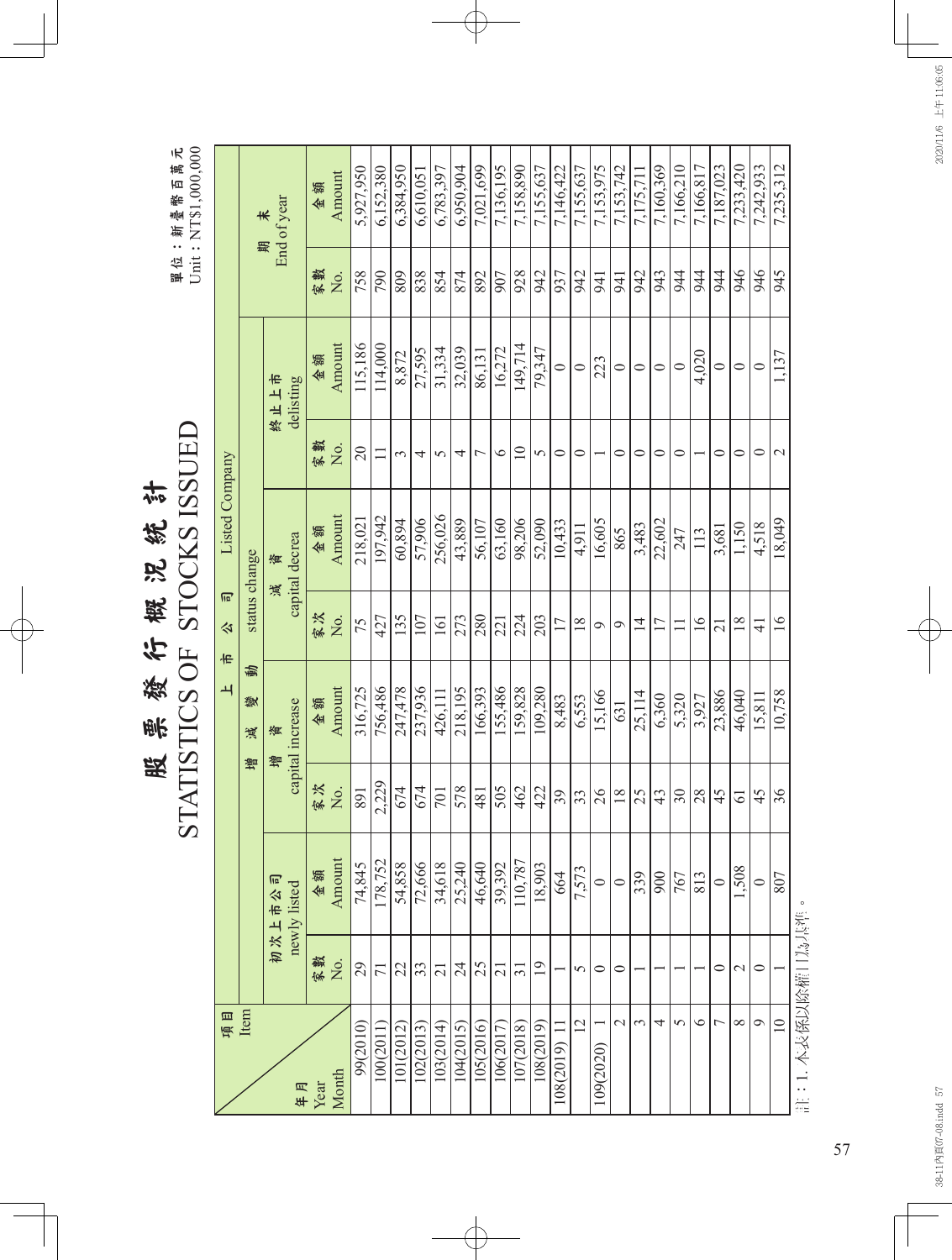# 股票發行概況統計

# STATISTICS OF STOCKS ISSUED

單位：新臺幣百萬元
Unit : NT$1,000,000

| 項目 Item / 年月 Year Month | 上市公司 Listed Company | | | | | | | | 期末 End of year | |
|---|---|---|---|---|---|---|---|---|---|---|
| | 增減變動 status change | | | | | | | | | |
| | 初次上市公司 newly listed | | 增資 capital increase | | 減資 capital decrea | | 終止上市 delisting | | | |
| | 家數 No. | 金額 Amount | 家次 No. | 金額 Amount | 家次 No. | 金額 Amount | 家數 No. | 金額 Amount | 家數 No. | 金額 Amount |
| 99(2010) | 29 | 74,845 | 891 | 316,725 | 75 | 218,021 | 20 | 115,186 | 758 | 5,927,950 |
| 100(2011) | 71 | 178,752 | 2,229 | 756,486 | 427 | 197,942 | 11 | 114,000 | 790 | 6,152,380 |
| 101(2012) | 22 | 54,858 | 674 | 247,478 | 135 | 60,894 | 3 | 8,872 | 809 | 6,384,950 |
| 102(2013) | 33 | 72,666 | 674 | 237,936 | 107 | 57,906 | 4 | 27,595 | 838 | 6,610,051 |
| 103(2014) | 21 | 34,618 | 701 | 426,111 | 161 | 256,026 | 5 | 31,334 | 854 | 6,783,397 |
| 104(2015) | 24 | 25,240 | 578 | 218,195 | 273 | 43,889 | 4 | 32,039 | 874 | 6,950,904 |
| 105(2016) | 25 | 46,640 | 481 | 166,393 | 280 | 56,107 | 7 | 86,131 | 892 | 7,021,699 |
| 106(2017) | 21 | 39,392 | 505 | 155,486 | 221 | 63,160 | 6 | 16,272 | 907 | 7,136,195 |
| 107(2018) | 31 | 110,787 | 462 | 159,828 | 224 | 98,206 | 10 | 149,714 | 928 | 7,158,890 |
| 108(2019) | 19 | 18,903 | 422 | 109,280 | 203 | 52,090 | 5 | 79,347 | 942 | 7,155,637 |
| 108(2019) 11 | 1 | 664 | 39 | 8,483 | 17 | 10,433 | 0 | 0 | 937 | 7,146,422 |
| 12 | 5 | 7,573 | 33 | 6,553 | 18 | 4,911 | 0 | 0 | 942 | 7,155,637 |
| 109(2020) 1 | 0 | 0 | 26 | 15,166 | 9 | 16,605 | 1 | 223 | 941 | 7,153,975 |
| 2 | 0 | 0 | 18 | 631 | 9 | 865 | 0 | 0 | 941 | 7,153,742 |
| 3 | 1 | 339 | 25 | 25,114 | 14 | 3,483 | 0 | 0 | 942 | 7,175,711 |
| 4 | 1 | 900 | 43 | 6,360 | 17 | 22,602 | 0 | 0 | 943 | 7,160,369 |
| 5 | 1 | 767 | 30 | 5,320 | 11 | 247 | 0 | 0 | 944 | 7,166,210 |
| 6 | 1 | 813 | 28 | 3,927 | 16 | 113 | 1 | 4,020 | 944 | 7,166,817 |
| 7 | 0 | 0 | 45 | 23,886 | 21 | 3,681 | 0 | 0 | 944 | 7,187,023 |
| 8 | 2 | 1,508 | 61 | 46,040 | 18 | 1,150 | 0 | 0 | 946 | 7,233,420 |
| 9 | 0 | 0 | 45 | 15,811 | 41 | 4,518 | 0 | 0 | 946 | 7,242,933 |
| 10 | 1 | 807 | 36 | 10,758 | 16 | 18,049 | 2 | 1,137 | 945 | 7,235,312 |

註：1. 本表係以除權日為基準。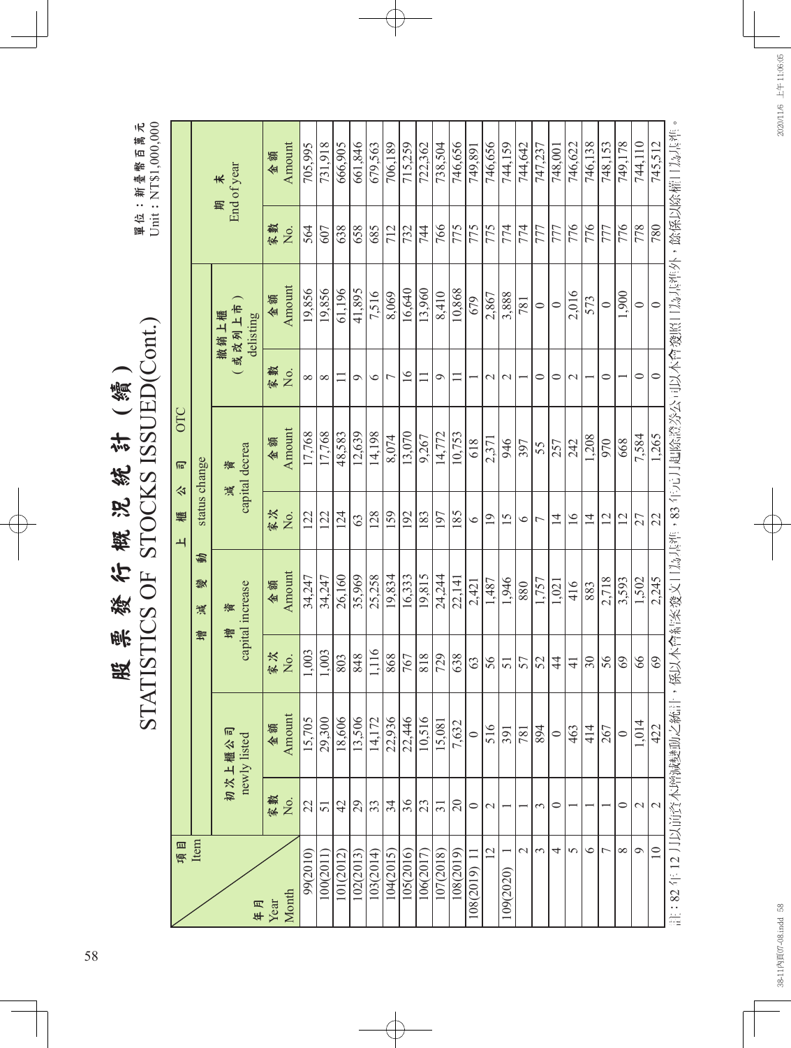# 股票發行概況統計（續）

# STATISTICS OF STOCKS ISSUED(Cont.)

單位：新臺幣百萬元
Unit : NT$1,000,000

| 項目 Item / 年月 Year Month | 上櫃公司 OTC | | | | | | | | | |
|---|---|---|---|---|---|---|---|---|---|---|
| | 初次上櫃公司 newly listed | | 增減變動 status change | | | | | | 期末 End of year | |
| | | | 增資 capital increase | | 減資 capital decrea | | 撤銷上櫃（或改列上市）delisting | | | |
| | 家數 No. | 金額 Amount | 家次 No. | 金額 Amount | 家次 No. | 金額 Amount | 家數 No. | 金額 Amount | 家數 No. | 金額 Amount |
| 99(2010) | 22 | 15,705 | 1,003 | 34,247 | 122 | 17,768 | 8 | 19,856 | 564 | 705,995 |
| 100(2011) | 51 | 29,300 | 1,003 | 34,247 | 122 | 17,768 | 8 | 19,856 | 607 | 731,918 |
| 101(2012) | 42 | 18,606 | 803 | 26,160 | 124 | 48,583 | 11 | 61,196 | 638 | 666,905 |
| 102(2013) | 29 | 13,506 | 848 | 35,969 | 63 | 12,639 | 9 | 41,895 | 658 | 661,846 |
| 103(2014) | 33 | 14,172 | 1,116 | 25,258 | 128 | 14,198 | 6 | 7,516 | 685 | 679,563 |
| 104(2015) | 34 | 22,936 | 868 | 19,834 | 159 | 8,074 | 7 | 8,069 | 712 | 706,189 |
| 105(2016) | 36 | 22,446 | 767 | 16,333 | 192 | 13,070 | 16 | 16,640 | 732 | 715,259 |
| 106(2017) | 23 | 10,516 | 818 | 19,815 | 183 | 9,267 | 11 | 13,960 | 744 | 722,362 |
| 107(2018) | 31 | 15,081 | 729 | 24,244 | 197 | 14,772 | 9 | 8,410 | 766 | 738,504 |
| 108(2019) | 20 | 7,632 | 638 | 22,141 | 185 | 10,753 | 11 | 10,868 | 775 | 746,656 |
| 108(2019) 11 | 0 | 0 | 63 | 2,421 | 6 | 618 | 1 | 679 | 775 | 749,891 |
| 12 | 2 | 516 | 56 | 1,487 | 19 | 2,371 | 2 | 2,867 | 775 | 746,656 |
| 109(2020) 1 | 1 | 391 | 51 | 1,946 | 15 | 946 | 2 | 3,888 | 774 | 744,159 |
| 2 | 1 | 781 | 57 | 880 | 6 | 397 | 1 | 781 | 774 | 744,642 |
| 3 | 3 | 894 | 52 | 1,757 | 7 | 55 | 0 | 0 | 777 | 747,237 |
| 4 | 0 | 0 | 44 | 1,021 | 14 | 257 | 0 | 0 | 777 | 748,001 |
| 5 | 1 | 463 | 41 | 416 | 16 | 242 | 2 | 2,016 | 776 | 746,622 |
| 6 | 1 | 414 | 30 | 883 | 14 | 1,208 | 1 | 573 | 776 | 746,138 |
| 7 | 1 | 267 | 56 | 2,718 | 12 | 970 | 0 | 0 | 777 | 748,153 |
| 8 | 0 | 0 | 69 | 3,593 | 12 | 668 | 1 | 1,900 | 776 | 749,178 |
| 9 | 2 | 1,014 | 66 | 1,502 | 27 | 7,584 | 0 | 0 | 778 | 744,110 |
| 10 | 2 | 422 | 69 | 2,245 | 22 | 1,265 | 0 | 0 | 780 | 745,512 |

註：82年12月以前資本增減變動之統計，係以本會核發文日為基準，83年元月起除證券公司以本會發照日為基準外，餘係以除權日為基準。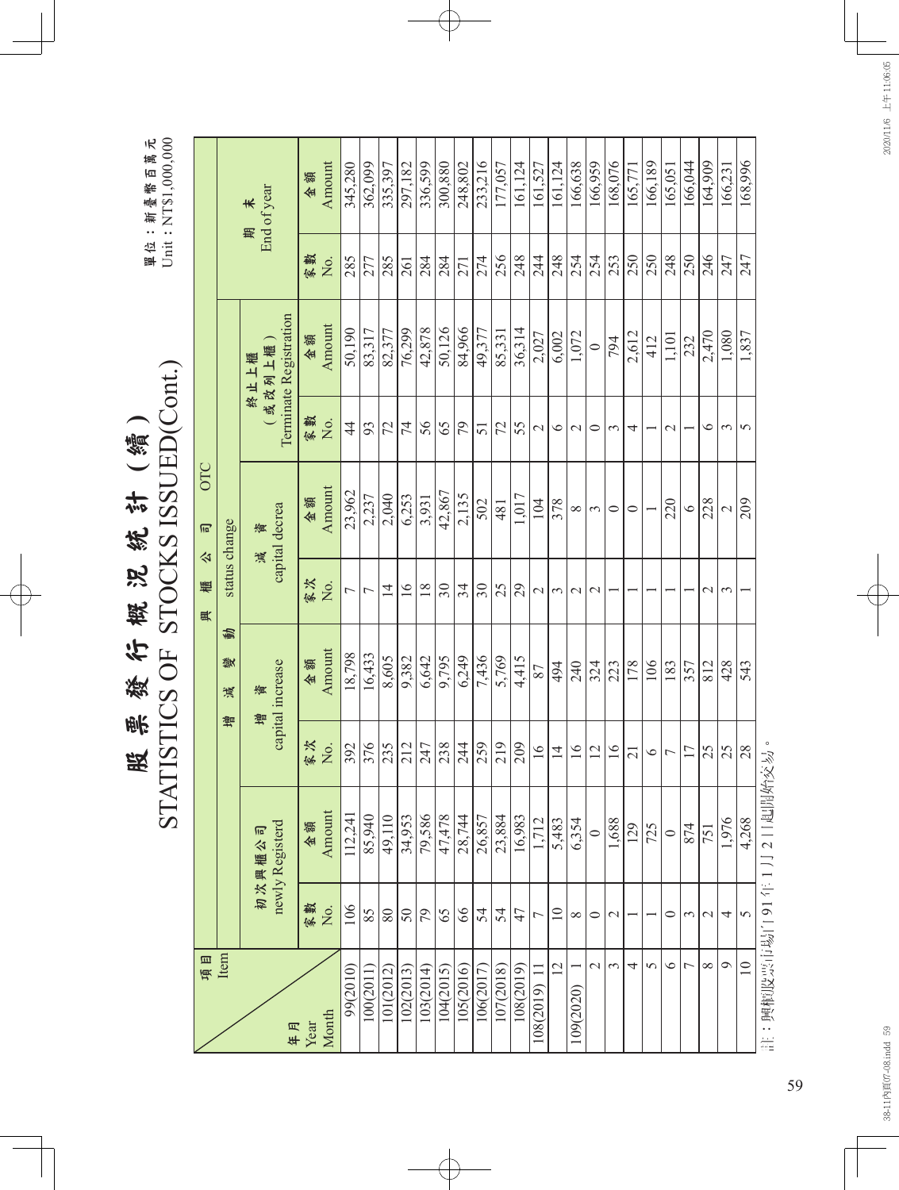# 股票發行概況統計（續）

# STATISTICS OF STOCKS ISSUED(Cont.)

單位：新臺幣百萬元
Unit : NT$1,000,000

| 項目 Item / 年月 Year Month | 興櫃公司 OTC | | | | | | | | | |
|---|---|---|---|---|---|---|---|---|---|---|
| | 初次興櫃公司 newly Registerd | | 增減變動 status change | | | | | | 期末 End of year | |
| | | | 增資 capital increase | | 減資 capital decrea | | 終止上櫃（或改列上櫃） Terminate Registration | | | |
| | 家數 No. | 金額 Amount | 家次 No. | 金額 Amount | 家次 No. | 金額 Amount | 家數 No. | 金額 Amount | 家數 No. | 金額 Amount |
| 99(2010) | 106 | 112,241 | 392 | 18,798 | 7 | 23,962 | 44 | 50,190 | 285 | 345,280 |
| 100(2011) | 85 | 85,940 | 376 | 16,433 | 7 | 2,237 | 93 | 83,317 | 277 | 362,099 |
| 101(2012) | 80 | 49,110 | 235 | 8,605 | 14 | 2,040 | 72 | 82,377 | 285 | 335,397 |
| 102(2013) | 50 | 34,953 | 212 | 9,382 | 16 | 6,253 | 74 | 76,299 | 261 | 297,182 |
| 103(2014) | 79 | 79,586 | 247 | 6,642 | 18 | 3,931 | 56 | 42,878 | 284 | 336,599 |
| 104(2015) | 65 | 47,478 | 238 | 9,795 | 30 | 42,867 | 65 | 50,126 | 284 | 300,880 |
| 105(2016) | 66 | 28,744 | 244 | 6,249 | 34 | 2,135 | 79 | 84,966 | 271 | 248,802 |
| 106(2017) | 54 | 26,857 | 259 | 7,436 | 30 | 502 | 51 | 49,377 | 274 | 233,216 |
| 107(2018) | 54 | 23,884 | 219 | 5,769 | 25 | 481 | 72 | 85,331 | 256 | 177,057 |
| 108(2019) | 47 | 16,983 | 209 | 4,415 | 29 | 1,017 | 55 | 36,314 | 248 | 161,124 |
| 108(2019) 11 | 7 | 1,712 | 16 | 87 | 2 | 104 | 2 | 2,027 | 244 | 161,527 |
| 12 | 10 | 5,483 | 14 | 494 | 3 | 378 | 6 | 6,002 | 248 | 161,124 |
| 109(2020) 1 | 8 | 6,354 | 16 | 240 | 2 | 8 | 2 | 1,072 | 254 | 166,638 |
| 2 | 0 | 0 | 12 | 324 | 2 | 3 | 0 | 0 | 254 | 166,959 |
| 3 | 2 | 1,688 | 16 | 223 | 1 | 0 | 3 | 794 | 253 | 168,076 |
| 4 | 1 | 129 | 21 | 178 | 1 | 0 | 4 | 2,612 | 250 | 165,771 |
| 5 | 1 | 725 | 6 | 106 | 1 | 1 | 1 | 412 | 250 | 166,189 |
| 6 | 0 | 0 | 7 | 183 | 1 | 220 | 2 | 1,101 | 248 | 165,051 |
| 7 | 3 | 874 | 17 | 357 | 1 | 6 | 1 | 232 | 250 | 166,044 |
| 8 | 2 | 751 | 25 | 812 | 2 | 228 | 6 | 2,470 | 246 | 164,909 |
| 9 | 4 | 1,976 | 25 | 428 | 3 | 2 | 3 | 1,080 | 247 | 166,231 |
| 10 | 5 | 4,268 | 28 | 543 | 1 | 209 | 5 | 1,837 | 247 | 168,996 |

註：興櫃股票市場自91年1月2日起開始交易。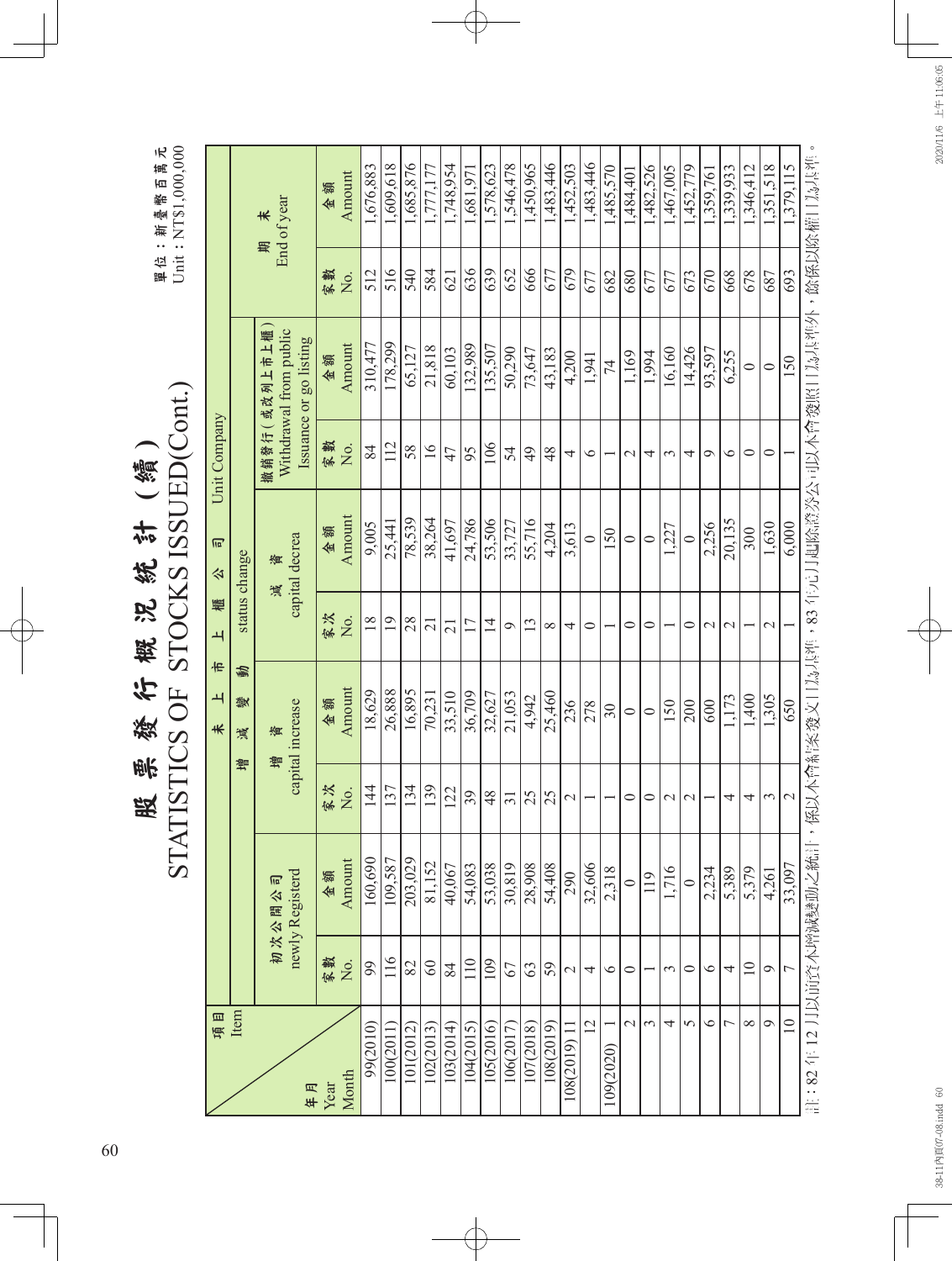# 股票發行概況統計（續）

# STATISTICS OF STOCKS ISSUED(Cont.)

單位：新臺幣百萬元
Unit : NT$1,000,000

| 年月 Year Month | 未上市上櫃公司 Unit Company | | | | | | | | | |
|---|---|---|---|---|---|---|---|---|---|---|
| | 初次公開公司 newly Registerd | | 增減變動 status change | | | | 撤銷發行（或改列上市上櫃） Withdrawal from public Issuance or go listing | | 期末 End of year | |
| | | | 增資 capital increase | | 減資 capital decrea | | | | | |
| | 家數 No. | 金額 Amount | 家次 No. | 金額 Amount | 家次 No. | 金額 Amount | 家數 No. | 金額 Amount | 家數 No. | 金額 Amount |
| 99(2010) | 99 | 160,690 | 144 | 18,629 | 18 | 9,005 | 84 | 310,477 | 512 | 1,676,883 |
| 100(2011) | 116 | 109,587 | 137 | 26,888 | 19 | 25,441 | 112 | 178,299 | 516 | 1,609,618 |
| 101(2012) | 82 | 203,029 | 134 | 16,895 | 28 | 78,539 | 58 | 65,127 | 540 | 1,685,876 |
| 102(2013) | 60 | 81,152 | 139 | 70,231 | 21 | 38,264 | 16 | 21,818 | 584 | 1,777,177 |
| 103(2014) | 84 | 40,067 | 122 | 33,510 | 21 | 41,697 | 47 | 60,103 | 621 | 1,748,954 |
| 104(2015) | 110 | 54,083 | 39 | 36,709 | 17 | 24,786 | 95 | 132,989 | 636 | 1,681,971 |
| 105(2016) | 109 | 53,038 | 48 | 32,627 | 14 | 53,506 | 106 | 135,507 | 639 | 1,578,623 |
| 106(2017) | 67 | 30,819 | 31 | 21,053 | 9 | 33,727 | 54 | 50,290 | 652 | 1,546,478 |
| 107(2018) | 63 | 28,908 | 25 | 4,942 | 13 | 55,716 | 49 | 73,647 | 666 | 1,450,965 |
| 108(2019) | 59 | 54,408 | 25 | 25,460 | 8 | 4,204 | 48 | 43,183 | 677 | 1,483,446 |
| 108(2019) 11 | 2 | 290 | 2 | 236 | 4 | 3,613 | 4 | 4,200 | 679 | 1,452,503 |
| 12 | 4 | 32,606 | 1 | 278 | 0 | 0 | 6 | 1,941 | 677 | 1,483,446 |
| 109(2020) 1 | 6 | 2,318 | 1 | 30 | 1 | 150 | 1 | 74 | 682 | 1,485,570 |
| 2 | 0 | 0 | 0 | 0 | 0 | 0 | 2 | 1,169 | 680 | 1,484,401 |
| 3 | 1 | 119 | 0 | 0 | 0 | 0 | 4 | 1,994 | 677 | 1,482,526 |
| 4 | 3 | 1,716 | 2 | 150 | 1 | 1,227 | 3 | 16,160 | 677 | 1,467,005 |
| 5 | 0 | 0 | 2 | 200 | 0 | 0 | 4 | 14,426 | 673 | 1,452,779 |
| 6 | 6 | 2,234 | 1 | 600 | 2 | 2,256 | 9 | 93,597 | 670 | 1,359,761 |
| 7 | 4 | 5,389 | 4 | 1,173 | 2 | 20,135 | 6 | 6,255 | 668 | 1,339,933 |
| 8 | 10 | 5,379 | 4 | 1,400 | 1 | 300 | 0 | 0 | 678 | 1,346,412 |
| 9 | 9 | 4,261 | 3 | 1,305 | 2 | 1,630 | 0 | 0 | 687 | 1,351,518 |
| 10 | 7 | 33,097 | 2 | 650 | 1 | 6,000 | 1 | 150 | 693 | 1,379,115 |

註：82 年 12 月以前資本增減變動之統計，係以本會核准文號日為基準，83 年元月起除證券公司以本會發照日為基準外，餘係以除權日為基準。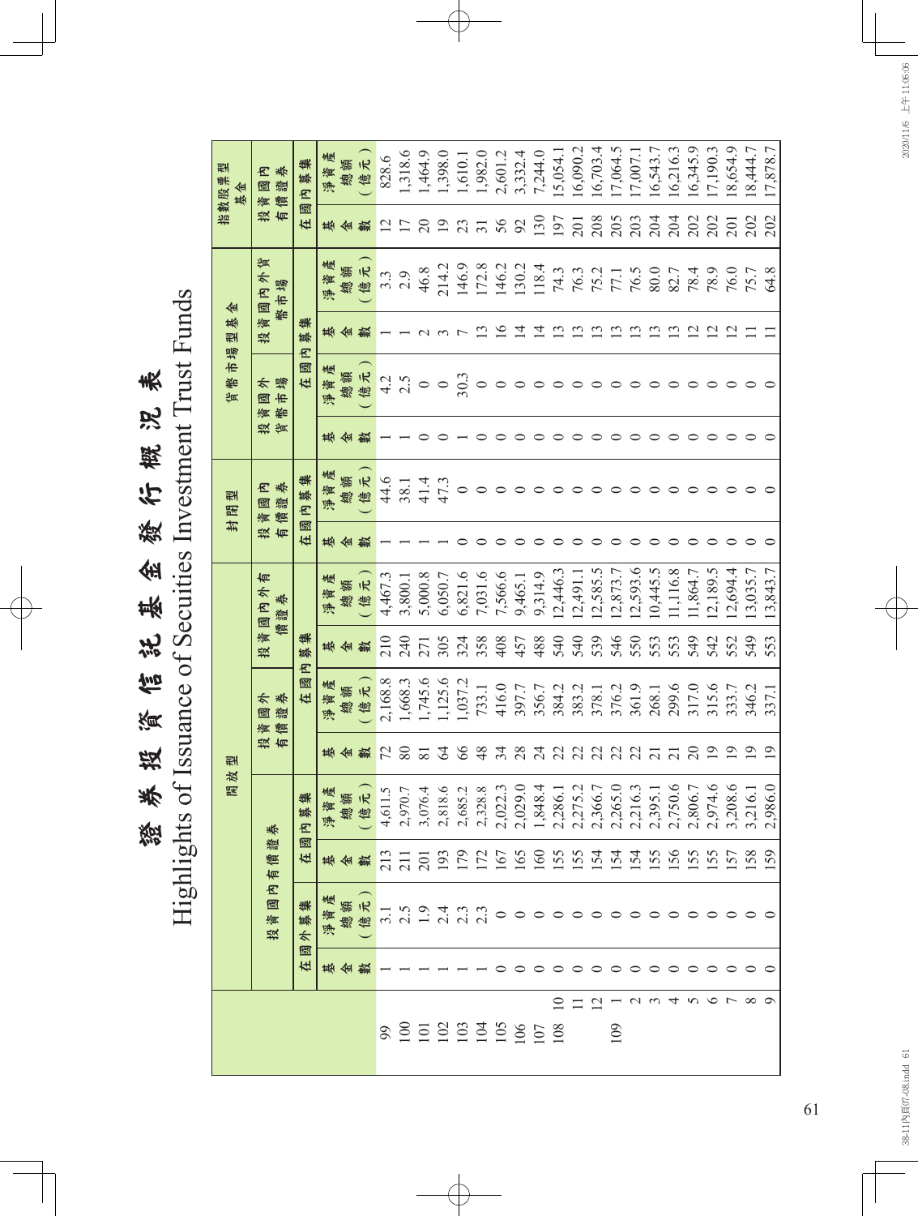# 證券投資信託基金發行概況表

## Highlights of Issuance of Secuities Investment Trust Funds

| | | 開放型 | | | | | | | | 封閉型 | | 貨幣市場型基金 | | | | 指數股票型基金 | |
|---|---|---|---|---|---|---|---|---|---|---|---|---|---|---|---|---|---|
| | | 投資國內有價證券 | | | | 投資國外有價證券 | | 投資國內外有價證券 | | 投資國內有價證券 | | 投資國外貨幣市場 | | 投資國內外貨幣市場 | | 投資國內有價證券 | |
| | | 在國外募集 | | 在國內募集 | | 在國內募集 | | | | 在國內募集 | | 在國內募集 | | | | 在國內募集 | |
| | | 基金數 | 淨資產總額（億元） | 基金數 | 淨資產總額（億元） | 基金數 | 淨資產總額（億元） | 基金數 | 淨資產總額（億元） | 基金數 | 淨資產總額（億元） | 基金數 | 淨資產總額（億元） | 基金數 | 淨資產總額（億元） | 基金數 | 淨資產總額（億元） |
| 99 | | 1 | 3.1 | 213 | 4,611.5 | 72 | 2,168.8 | 210 | 4,467.3 | 1 | 44.6 | 1 | 4.2 | 1 | 3.3 | 12 | 828.6 |
| 100 | | 1 | 2.5 | 211 | 2,970.7 | 80 | 1,668.3 | 240 | 3,800.1 | 1 | 38.1 | 1 | 2.5 | 1 | 2.9 | 17 | 1,318.6 |
| 101 | | 1 | 1.9 | 201 | 3,076.4 | 81 | 1,745.6 | 271 | 5,000.8 | 1 | 41.4 | 0 | 0 | 2 | 46.8 | 20 | 1,464.9 |
| 102 | | 1 | 2.4 | 193 | 2,818.6 | 64 | 1,125.6 | 305 | 6,050.7 | 1 | 47.3 | 0 | 0 | 3 | 214.2 | 19 | 1,398.0 |
| 103 | | 1 | 2.3 | 179 | 2,685.2 | 66 | 1,037.2 | 324 | 6,821.6 | 0 | 0 | 1 | 30.3 | 7 | 146.9 | 23 | 1,610.1 |
| 104 | | 1 | 2.3 | 172 | 2,328.8 | 48 | 733.1 | 358 | 7,031.6 | 0 | 0 | 0 | 0 | 13 | 172.8 | 31 | 1,982.0 |
| 105 | | 0 | 0 | 167 | 2,022.3 | 34 | 416.0 | 408 | 7,566.6 | 0 | 0 | 0 | 0 | 16 | 146.2 | 56 | 2,601.2 |
| 106 | | 0 | 0 | 165 | 2,029.0 | 28 | 397.7 | 457 | 9,465.1 | 0 | 0 | 0 | 0 | 14 | 130.2 | 92 | 3,332.4 |
| 107 | | 0 | 0 | 160 | 1,848.4 | 24 | 356.7 | 488 | 9,314.9 | 0 | 0 | 0 | 0 | 14 | 118.4 | 130 | 7,244.0 |
| 108 | 10 | 0 | 0 | 155 | 2,286.1 | 22 | 384.2 | 540 | 12,446.3 | 0 | 0 | 0 | 0 | 13 | 74.3 | 197 | 15,054.1 |
| | 11 | 0 | 0 | 155 | 2,275.2 | 22 | 383.2 | 540 | 12,491.1 | 0 | 0 | 0 | 0 | 13 | 76.3 | 201 | 16,090.2 |
| | 12 | 0 | 0 | 154 | 2,366.7 | 22 | 378.1 | 539 | 12,585.5 | 0 | 0 | 0 | 0 | 13 | 75.2 | 208 | 16,703.4 |
| 109 | 1 | 0 | 0 | 154 | 2,265.0 | 22 | 376.2 | 546 | 12,873.7 | 0 | 0 | 0 | 0 | 13 | 77.1 | 205 | 17,064.5 |
| | 2 | 0 | 0 | 154 | 2,216.3 | 22 | 361.9 | 550 | 12,593.6 | 0 | 0 | 0 | 0 | 13 | 76.5 | 203 | 17,007.1 |
| | 3 | 0 | 0 | 155 | 2,395.1 | 21 | 268.1 | 553 | 10,445.5 | 0 | 0 | 0 | 0 | 13 | 80.0 | 204 | 16,543.7 |
| | 4 | 0 | 0 | 156 | 2,750.6 | 21 | 299.6 | 553 | 11,116.8 | 0 | 0 | 0 | 0 | 13 | 82.7 | 204 | 16,216.3 |
| | 5 | 0 | 0 | 155 | 2,806.7 | 20 | 317.0 | 549 | 11,864.7 | 0 | 0 | 0 | 0 | 12 | 78.4 | 202 | 16,345.9 |
| | 6 | 0 | 0 | 155 | 2,974.6 | 19 | 315.6 | 542 | 12,189.5 | 0 | 0 | 0 | 0 | 12 | 78.9 | 202 | 17,190.3 |
| | 7 | 0 | 0 | 157 | 3,208.6 | 19 | 333.7 | 552 | 12,694.4 | 0 | 0 | 0 | 0 | 12 | 76.0 | 201 | 18,654.9 |
| | 8 | 0 | 0 | 158 | 3,216.1 | 19 | 346.2 | 549 | 13,035.7 | 0 | 0 | 0 | 0 | 11 | 75.7 | 202 | 18,444.7 |
| | 9 | 0 | 0 | 159 | 2,986.0 | 19 | 337.1 | 553 | 13,843.7 | 0 | 0 | 0 | 0 | 11 | 64.8 | 202 | 17,878.7 |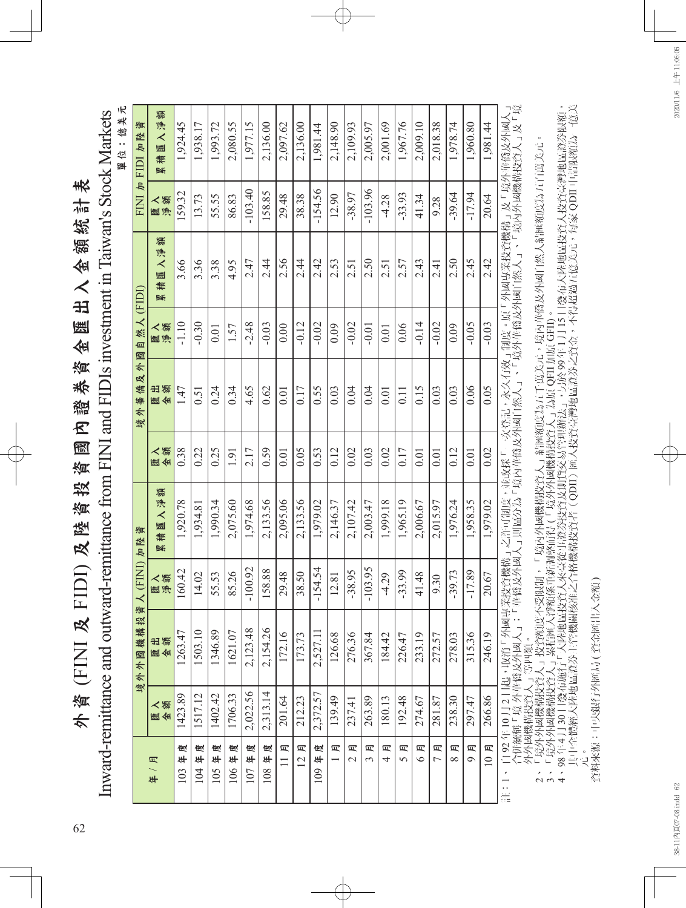# 外資 (FINI 及 FIDI) 及陸資投資國內證券資金匯出入金額統計表

## Inward-remittance and outward-remittance from FINI and FIDIs investment in Taiwan's Stock Markets

單位：億美元

| 年 / 月 | 境外外國機構投資人 (FINI) 加陸資 | | | | 境外華僑及外國自然人 (FIDI) | | | | FINI 加 FIDI 加陸資 | |
|---|---|---|---|---|---|---|---|---|---|---|
| | 匯入金額 | 匯出金額 | 匯入淨額 | 累積匯入淨額 | 匯入金額 | 匯出金額 | 匯入淨額 | 累積匯入淨額 | 匯入淨額 | 累積匯入淨額 |
| 103 年度 | 1423.89 | 1263.47 | 160.42 | 1,920.78 | 0.38 | 1.47 | -1.10 | 3.66 | 159.32 | 1,924.45 |
| 104 年度 | 1517.12 | 1503.10 | 14.02 | 1,934.81 | 0.22 | 0.51 | -0.30 | 3.36 | 13.73 | 1,938.17 |
| 105 年度 | 1402.42 | 1346.89 | 55.53 | 1,990.34 | 0.25 | 0.24 | 0.01 | 3.38 | 55.55 | 1,993.72 |
| 106 年度 | 1706.33 | 1621.07 | 85.26 | 2,075.60 | 1.91 | 0.34 | 1.57 | 4.95 | 86.83 | 2,080.55 |
| 107 年度 | 2,022.56 | 2,123.48 | -100.92 | 1,974.68 | 2.17 | 4.65 | -2.48 | 2.47 | -103.40 | 1,977.15 |
| 108 年度 | 2,313.14 | 2,154.26 | 158.88 | 2,133.56 | 0.59 | 0.62 | -0.03 | 2.44 | 158.85 | 2,136.00 |
| 11 月 | 201.64 | 172.16 | 29.48 | 2,095.06 | 0.01 | 0.01 | 0.00 | 2.56 | 29.48 | 2,097.62 |
| 12 月 | 212.23 | 173.73 | 38.50 | 2,133.56 | 0.05 | 0.17 | -0.12 | 2.44 | 38.38 | 2,136.00 |
| 109 年度 | 2,372.57 | 2,527.11 | -154.54 | 1,979.02 | 0.53 | 0.55 | -0.02 | 2.42 | -154.56 | 1,981.44 |
| 1 月 | 139.49 | 126.68 | 12.81 | 2,146.37 | 0.12 | 0.03 | 0.09 | 2.53 | 12.90 | 2,148.90 |
| 2 月 | 237.41 | 276.36 | -38.95 | 2,107.42 | 0.02 | 0.04 | -0.02 | 2.51 | -38.97 | 2,109.93 |
| 3 月 | 263.89 | 367.84 | -103.95 | 2,003.47 | 0.03 | 0.04 | -0.01 | 2.50 | -103.96 | 2,005.97 |
| 4 月 | 180.13 | 184.42 | -4.29 | 1,999.18 | 0.02 | 0.01 | 0.01 | 2.51 | -4.28 | 2,001.69 |
| 5 月 | 192.48 | 226.47 | -33.99 | 1,965.19 | 0.17 | 0.11 | 0.06 | 2.57 | -33.93 | 1,967.76 |
| 6 月 | 274.67 | 233.19 | 41.48 | 2,006.67 | 0.01 | 0.15 | -0.14 | 2.43 | 41.34 | 2,009.10 |
| 7 月 | 281.87 | 272.57 | 9.30 | 2,015.97 | 0.01 | 0.03 | -0.02 | 2.41 | 9.28 | 2,018.38 |
| 8 月 | 238.30 | 278.03 | -39.73 | 1,976.24 | 0.12 | 0.03 | 0.09 | 2.50 | -39.64 | 1,978.74 |
| 9 月 | 297.47 | 315.36 | -17.89 | 1,958.35 | 0.01 | 0.06 | -0.05 | 2.45 | -17.94 | 1,960.80 |
| 10 月 | 266.86 | 246.19 | 20.67 | 1,979.02 | 0.02 | 0.05 | -0.03 | 2.42 | 20.64 | 1,981.44 |

註：1、自92年10月2日起，取消「外國專業投資機構」之許可制度，並改採「一次登記，永久有效」制度。原「外國專業投資機構」及「境外華僑及外國人」合併統稱「境外華僑及外國人」；「華僑及外國人」則區分為「境內華僑及外國自然人」、「境外華僑及外國自然人」、「境內外國機構投資人」及「境外外國機構投資人」等四類。

2、「境外外國機構投資人」投資額度不受限制，「境內外國機構投資人」結匯額度為5百萬美元，境內華僑及外國自然人結匯額度為5百萬美元。

3、「境外外國機構投資人」累積匯入淨額係重新調整而得(「境外外國機構投資人」為原QFII加原GFID)。

4、98年4月30日發布施行「大陸地區投資人來臺從事證券投資及期貨交易管理辦法」，另於99年1月15日發布大陸地區投資人投資臺灣地區證券限額，其中合格境內機構投資者(QDII)匯入投資臺灣地區證券之資金，不得超過5億美元，每家QDII申請限額為1億美元。

資料來源：中央銀行外匯局(含資金匯出入金額)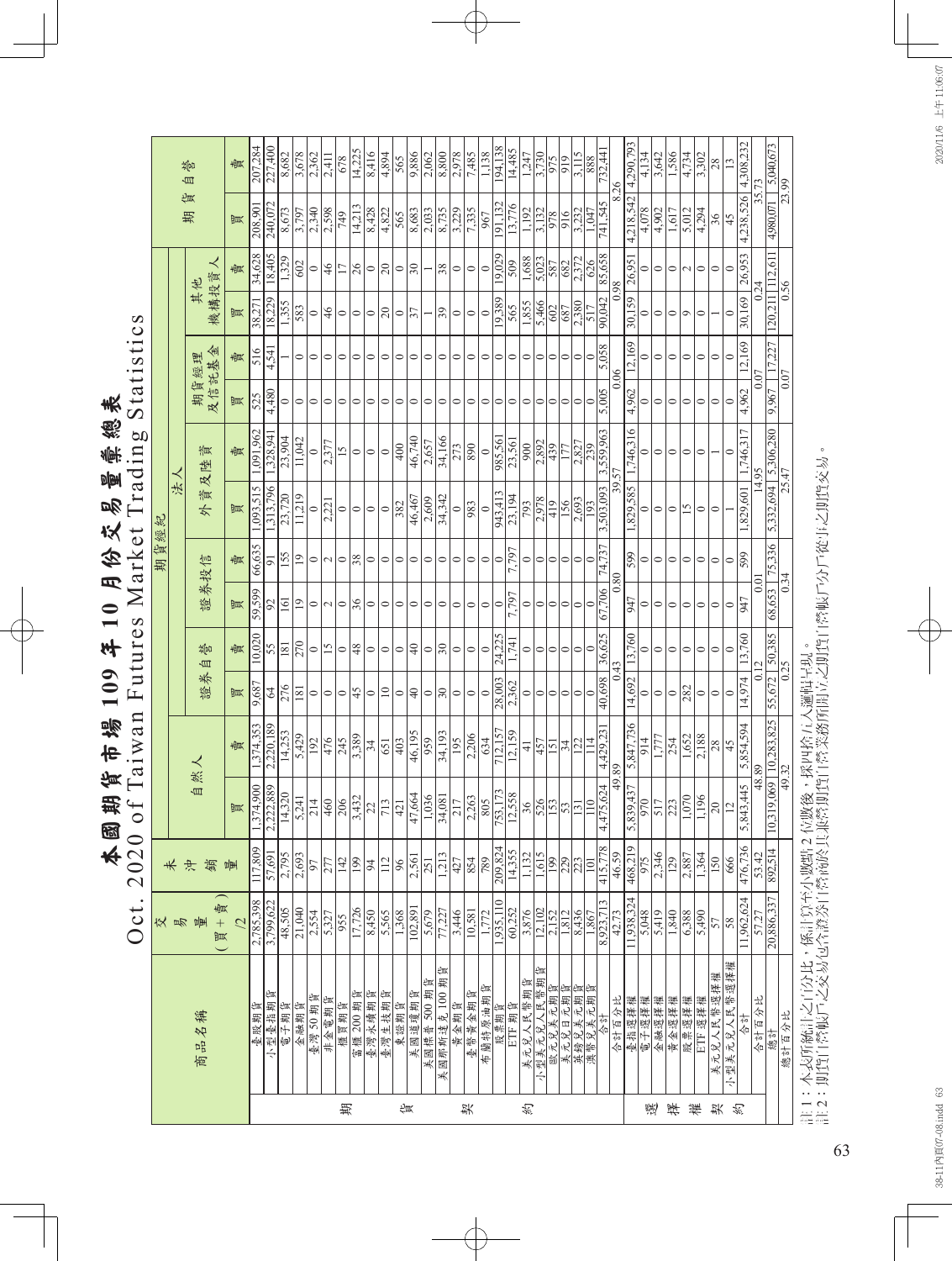# 本國期貨市場 109 年 10 月份交易量彙總表

## Oct. 2020 of Taiwan Futures Market Trading Statistics

| | 商品名稱 | 交易量(買+賣)/2 | 未沖銷量 | 自然人 | | 證券自營 | | 證券投信 | | 外資及陸資 | | 期貨經理及信託基金 | | 其他機構投資人 | | 期貨自營 | |
|---|---|---|---|---|---|---|---|---|---|---|---|---|---|---|---|---|---|
| | | | | 買 | 賣 | 買 | 賣 | 買 | 賣 | 買 | 賣 | 買 | 賣 | 買 | 賣 | 買 | 賣 |
| 期貨契約 | 臺股期貨 | 2,785,398 | 117,809 | 1,374,900 | 1,374,353 | 9,687 | 10,020 | 59,599 | 66,635 | 1,093,515 | 1,091,962 | 525 | 516 | 38,271 | 34,628 | 208,901 | 207,284 |
| | 小型臺指期貨 | 3,799,622 | 57,691 | 2,222,889 | 2,220,189 | 64 | 55 | 92 | 91 | 1,313,796 | 1,328,941 | 4,480 | 4,541 | 18,229 | 18,405 | 240,072 | 227,400 |
| | 電子期貨 | 48,505 | 2,795 | 14,320 | 14,253 | 276 | 181 | 161 | 155 | 23,720 | 23,904 | 0 | 1 | 1,355 | 1,329 | 8,673 | 8,682 |
| | 金融期貨 | 21,040 | 2,693 | 5,241 | 5,429 | 181 | 270 | 19 | 19 | 11,219 | 11,042 | 0 | 0 | 583 | 602 | 3,797 | 3,678 |
| | 臺灣 50 期貨 | 2,554 | 97 | 214 | 192 | 0 | 0 | 0 | 0 | 0 | 0 | 0 | 0 | 0 | 0 | 2,340 | 2,362 |
| | 非金電期貨 | 5,327 | 277 | 460 | 476 | 0 | 15 | 2 | 2 | 2,221 | 2,377 | 0 | 0 | 46 | 46 | 2,598 | 2,411 |
| | 櫃買期貨 | 955 | 142 | 206 | 245 | 0 | 0 | 0 | 0 | 0 | 15 | 0 | 0 | 0 | 17 | 749 | 678 |
| | 富櫃 200 期貨 | 17,726 | 199 | 3,432 | 3,389 | 45 | 48 | 36 | 38 | 0 | 0 | 0 | 0 | 0 | 26 | 14,213 | 14,225 |
| | 臺灣永續期貨 | 8,450 | 94 | 22 | 34 | 0 | 0 | 0 | 0 | 0 | 0 | 0 | 0 | 0 | 0 | 8,428 | 8,416 |
| | 臺灣生技期貨 | 5,565 | 112 | 713 | 651 | 10 | 0 | 0 | 0 | 0 | 0 | 0 | 0 | 20 | 20 | 4,822 | 4,894 |
| | 東證期貨 | 1,368 | 96 | 421 | 403 | 0 | 0 | 0 | 0 | 382 | 400 | 0 | 0 | 0 | 0 | 565 | 565 |
| | 美國道瓊期貨 | 102,891 | 2,561 | 47,664 | 46,195 | 40 | 40 | 0 | 0 | 46,467 | 46,740 | 0 | 0 | 37 | 30 | 8,683 | 9,886 |
| | 美國標普 500 期貨 | 5,679 | 251 | 1,036 | 959 | 0 | 0 | 0 | 0 | 2,609 | 2,657 | 0 | 0 | 1 | 1 | 2,033 | 2,062 |
| | 美國那斯達克 100 期貨 | 77,227 | 1,213 | 34,081 | 34,193 | 30 | 30 | 0 | 0 | 34,342 | 34,166 | 0 | 0 | 39 | 38 | 8,735 | 8,800 |
| | 黃金期貨 | 3,446 | 427 | 217 | 195 | 0 | 0 | 0 | 0 | 0 | 273 | 0 | 0 | 0 | 0 | 3,229 | 2,978 |
| | 臺幣黃金期貨 | 10,581 | 854 | 2,263 | 2,206 | 0 | 0 | 0 | 0 | 983 | 890 | 0 | 0 | 0 | 0 | 7,335 | 7,485 |
| | 布蘭特原油期貨 | 1,772 | 789 | 805 | 634 | 0 | 0 | 0 | 0 | 0 | 0 | 0 | 0 | 0 | 0 | 967 | 1,138 |
| | 股票期貨 | 1,935,110 | 209,824 | 753,173 | 712,157 | 28,003 | 24,225 | 0 | 0 | 943,413 | 985,561 | 0 | 0 | 19,389 | 19,029 | 191,132 | 194,138 |
| | ETF 期貨 | 60,252 | 14,355 | 12,558 | 12,159 | 2,362 | 1,741 | 7,797 | 7,797 | 23,194 | 23,561 | 0 | 0 | 565 | 509 | 13,776 | 14,485 |
| | 美元兌人民幣期貨 | 3,876 | 1,132 | 36 | 41 | 0 | 0 | 0 | 0 | 793 | 900 | 0 | 0 | 1,855 | 1,688 | 1,192 | 1,247 |
| | 小型美元兌人民幣期貨 | 12,102 | 1,615 | 526 | 457 | 0 | 0 | 0 | 0 | 2,978 | 2,892 | 0 | 0 | 5,466 | 5,023 | 3,132 | 3,730 |
| | 歐元兌美元期貨 | 2,152 | 199 | 153 | 151 | 0 | 0 | 0 | 0 | 419 | 439 | 0 | 0 | 602 | 587 | 978 | 975 |
| | 美元兌日圓期貨 | 1,812 | 229 | 53 | 34 | 0 | 0 | 0 | 0 | 156 | 177 | 0 | 0 | 687 | 682 | 916 | 919 |
| | 英鎊兌美元期貨 | 8,436 | 223 | 131 | 122 | 0 | 0 | 0 | 0 | 2,693 | 2,827 | 0 | 0 | 2,380 | 2,372 | 3,232 | 3,115 |
| | 澳幣兌美元期貨 | 1,867 | 101 | 110 | 114 | 0 | 0 | 0 | 0 | 193 | 239 | 0 | 0 | 517 | 626 | 1,047 | 888 |
| | 合計 | 8,923,713 | 415,778 | 4,475,624 | 4,429,231 | 40,698 | 36,625 | 67,706 | 74,737 | 3,503,093 | 3,559,963 | 5,005 | 5,058 | 90,042 | 85,658 | 741,545 | 732,441 |
| | 合計百分比 | 42.73 | 46.59 | 49.89 | | 0.43 | | 0.80 | | 39.57 | | 0.06 | | 0.98 | | 8.26 | |
| 選擇權契約 | 臺指選擇權 | 11,938,324 | 468,219 | 5,839,437 | 5,847,736 | 14,692 | 13,760 | 947 | 599 | 1,829,585 | 1,746,316 | 4,962 | 12,169 | 30,159 | 26,951 | 4,218,542 | 4,290,793 |
| | 電子選擇權 | 5,048 | 975 | 970 | 914 | 0 | 0 | 0 | 0 | 0 | 0 | 0 | 0 | 0 | 0 | 4,078 | 4,134 |
| | 金融選擇權 | 5,419 | 2,346 | 517 | 1,777 | 0 | 0 | 0 | 0 | 0 | 0 | 0 | 0 | 0 | 0 | 4,902 | 3,642 |
| | 黃金選擇權 | 1,840 | 129 | 223 | 254 | 0 | 0 | 0 | 0 | 0 | 0 | 0 | 0 | 0 | 0 | 1,617 | 1,586 |
| | 股票選擇權 | 6,388 | 2,887 | 1,070 | 1,652 | 282 | 0 | 0 | 0 | 15 | 0 | 0 | 0 | 9 | 2 | 5,012 | 4,734 |
| | ETF 選擇權 | 5,490 | 1,364 | 1,196 | 2,188 | 0 | 0 | 0 | 0 | 0 | 0 | 0 | 0 | 0 | 0 | 4,294 | 3,302 |
| | 美元兌人民幣選擇權 | 57 | 150 | 20 | 28 | 0 | 0 | 0 | 0 | 0 | 1 | 0 | 0 | 1 | 0 | 36 | 28 |
| | 小型美元兌人民幣選擇權 | 58 | 666 | 12 | 45 | 0 | 0 | 0 | 0 | 1 | 0 | 0 | 0 | 0 | 0 | 45 | 13 |
| | 合計 | 11,962,624 | 476,736 | 5,843,445 | 5,854,594 | 14,974 | 13,760 | 947 | 599 | 1,829,601 | 1,746,317 | 4,962 | 12,169 | 30,169 | 26,953 | 4,238,526 | 4,308,232 |
| | 合計百分比 | 57.27 | 53.42 | 48.89 | | 0.12 | | 0.01 | | 14.95 | | 0.07 | | 0.24 | | 35.73 | |
| | 總計 | 20,886,337 | 892,514 | 10,319,069 | 10,283,825 | 55,672 | 50,385 | 68,653 | 75,336 | 5,332,694 | 5,306,280 | 9,967 | 17,227 | 120,211 | 112,611 | 4,980,071 | 5,040,673 |
| | 總計百分比 | | | 49.32 | | 0.25 | | 0.34 | | 25.47 | | 0.07 | | 0.56 | | 23.99 | |

註 1：本表所統計之百分比，係計算至小數點 2 位數後，採四捨五入運算呈現。

註 2：期貨自營帳戶之交易包含證券商於其兼營期貨業務所開立之期貨自營帳戶從事之期貨交易。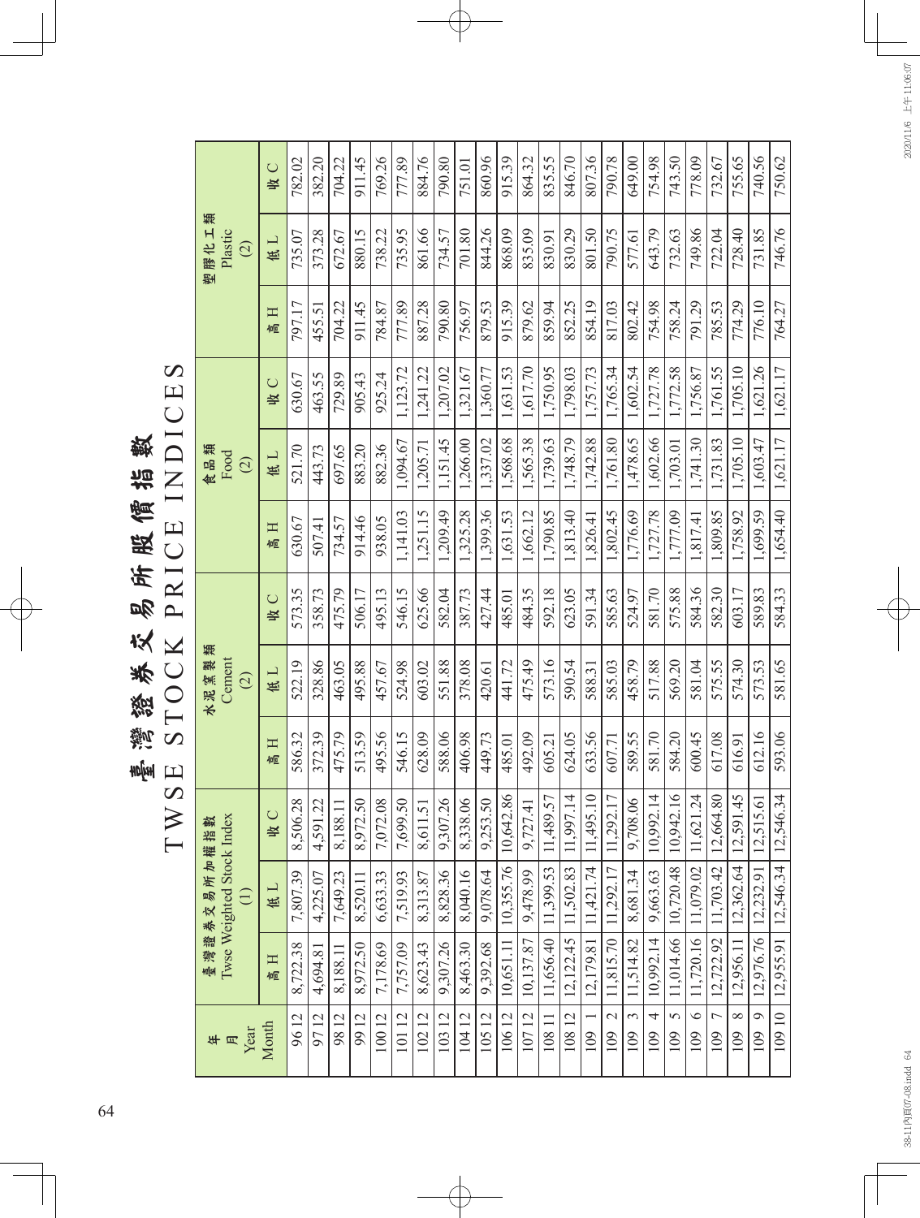# 臺灣證券交易所股價指數
# TWSE STOCK PRICE INDICES

| 年月 Year Month | 臺灣證券交易所加權指數 Twse Weighted Stock Index (1) | | | 水泥窯製類 Cement (2) | | | 食品類 Food (2) | | | 塑膠化工類 Plastic (2) | | |
|---|---|---|---|---|---|---|---|---|---|---|---|---|
| | 高 H | 低 L | 收 C | 高 H | 低 L | 收 C | 高 H | 低 L | 收 C | 高 H | 低 L | 收 C |
| 96 12 | 8,722.38 | 7,807.39 | 8,506.28 | 586.32 | 522.19 | 573.35 | 630.67 | 521.70 | 630.67 | 797.17 | 735.07 | 782.02 |
| 97 12 | 4,694.81 | 4,225.07 | 4,591.22 | 372.39 | 328.86 | 358.73 | 507.41 | 443.73 | 463.55 | 455.51 | 373.28 | 382.20 |
| 98 12 | 8,188.11 | 7,649.23 | 8,188.11 | 475.79 | 463.05 | 475.79 | 734.57 | 697.65 | 729.89 | 704.22 | 672.67 | 704.22 |
| 99 12 | 8,972.50 | 8,520.11 | 8,972.50 | 513.59 | 495.88 | 506.17 | 914.46 | 883.20 | 905.43 | 911.45 | 880.15 | 911.45 |
| 100 12 | 7,178.69 | 6,633.33 | 7,072.08 | 495.56 | 457.67 | 495.13 | 938.05 | 882.36 | 925.24 | 784.87 | 738.22 | 769.26 |
| 101 12 | 7,757.09 | 7,519.93 | 7,699.50 | 546.15 | 524.98 | 546.15 | 1,141.03 | 1,094.67 | 1,123.72 | 777.89 | 735.95 | 777.89 |
| 102 12 | 8,623.43 | 8,313.87 | 8,611.51 | 628.09 | 603.02 | 625.66 | 1,251.15 | 1,205.71 | 1,241.22 | 887.28 | 861.66 | 884.76 |
| 103 12 | 9,307.26 | 8,828.36 | 9,307.26 | 588.06 | 551.88 | 582.04 | 1,209.49 | 1,151.45 | 1,207.02 | 790.80 | 734.57 | 790.80 |
| 104 12 | 8,463.30 | 8,040.16 | 8,338.06 | 406.98 | 378.08 | 387.73 | 1,325.28 | 1,266.00 | 1,321.67 | 756.97 | 701.80 | 751.01 |
| 105 12 | 9,392.68 | 9,078.64 | 9,253.50 | 449.73 | 420.61 | 427.44 | 1,399.36 | 1,337.02 | 1,360.77 | 879.53 | 844.26 | 860.96 |
| 106 12 | 10,651.11 | 10,355.76 | 10,642.86 | 485.01 | 441.72 | 485.01 | 1,631.53 | 1,568.68 | 1,631.53 | 915.39 | 868.09 | 915.39 |
| 107 12 | 10,137.87 | 9,478.99 | 9,727.41 | 492.09 | 475.49 | 484.35 | 1,662.12 | 1,565.38 | 1,617.70 | 879.62 | 835.09 | 864.32 |
| 108 11 | 11,656.40 | 11,399.53 | 11,489.57 | 605.21 | 573.16 | 592.18 | 1,790.85 | 1,739.63 | 1,750.95 | 859.94 | 830.91 | 835.55 |
| 108 12 | 12,122.45 | 11,502.83 | 11,997.14 | 624.05 | 590.54 | 623.05 | 1,813.40 | 1,748.79 | 1,798.03 | 852.25 | 830.29 | 846.70 |
| 109 1 | 12,179.81 | 11,421.74 | 11,495.10 | 633.56 | 588.31 | 591.34 | 1,826.41 | 1,742.88 | 1,757.73 | 854.19 | 801.50 | 807.36 |
| 109 2 | 11,815.70 | 11,292.17 | 11,292.17 | 607.71 | 585.03 | 585.63 | 1,802.45 | 1,761.80 | 1,765.34 | 817.03 | 790.75 | 790.78 |
| 109 3 | 11,514.82 | 8,681.34 | 9,708.06 | 589.55 | 458.79 | 524.97 | 1,776.69 | 1,478.65 | 1,602.54 | 802.42 | 577.61 | 649.00 |
| 109 4 | 10,992.14 | 9,663.63 | 10,992.14 | 581.70 | 517.88 | 581.70 | 1,727.78 | 1,602.66 | 1,727.78 | 754.98 | 643.79 | 754.98 |
| 109 5 | 11,014.66 | 10,720.48 | 10,942.16 | 584.20 | 569.20 | 575.88 | 1,777.09 | 1,703.01 | 1,772.58 | 758.24 | 732.63 | 743.50 |
| 109 6 | 11,720.16 | 11,079.02 | 11,621.24 | 600.45 | 581.04 | 584.36 | 1,817.41 | 1,741.30 | 1,756.87 | 791.29 | 749.86 | 778.09 |
| 109 7 | 12,722.92 | 11,703.42 | 12,664.80 | 617.08 | 575.55 | 582.30 | 1,809.85 | 1,731.83 | 1,761.55 | 785.53 | 722.04 | 732.67 |
| 109 8 | 12,956.11 | 12,362.64 | 12,591.45 | 616.91 | 574.30 | 603.17 | 1,758.92 | 1,705.10 | 1,705.10 | 774.29 | 728.40 | 755.65 |
| 109 9 | 12,976.76 | 12,232.91 | 12,515.61 | 612.16 | 573.53 | 589.83 | 1,699.59 | 1,603.47 | 1,621.26 | 776.10 | 731.85 | 740.56 |
| 109 10 | 12,955.91 | 12,546.34 | 12,546.34 | 593.06 | 581.65 | 584.33 | 1,654.40 | 1,621.17 | 1,621.17 | 764.27 | 746.76 | 750.62 |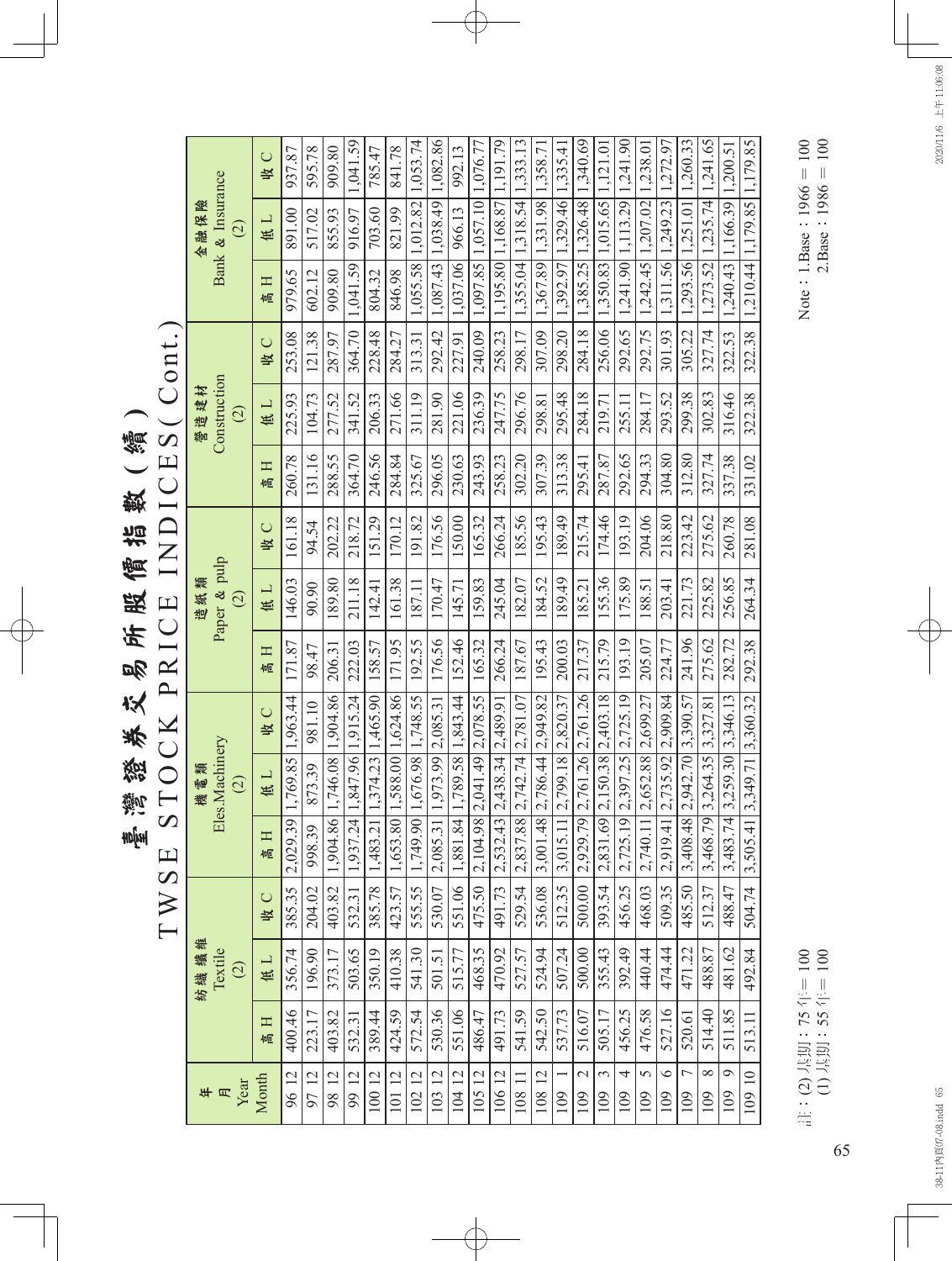# 臺灣證券交易所股價指數（續）
# TWSE STOCK PRICE INDICES( Cont.)

| 年 月 Year Month | 紡織纖維 Textile (2) | | | 機電類 Eles.Machinery (2) | | | 造紙類 Paper & pulp (2) | | | 營造建材 Construction (2) | | | 金融保險 Bank & Insurance (2) | | |
|---|---|---|---|---|---|---|---|---|---|---|---|---|---|---|---|
| | 高 H | 低 L | 收 C | 高 H | 低 L | 收 C | 高 H | 低 L | 收 C | 高 H | 低 L | 收 C | 高 H | 低 L | 收 C |
| 96 12 | 400.46 | 356.74 | 385.35 | 2,029.39 | 1,769.85 | 1,963.44 | 171.87 | 146.03 | 161.18 | 260.78 | 225.93 | 253.08 | 979.65 | 891.00 | 937.87 |
| 97 12 | 223.17 | 196.90 | 204.02 | 998.39 | 873.39 | 981.10 | 98.47 | 90.90 | 94.54 | 131.16 | 104.73 | 121.38 | 602.12 | 517.02 | 595.78 |
| 98 12 | 403.82 | 373.17 | 403.82 | 1,904.86 | 1,746.08 | 1,904.86 | 206.31 | 189.80 | 202.22 | 288.55 | 277.52 | 287.97 | 909.80 | 855.93 | 909.80 |
| 99 12 | 532.31 | 503.65 | 532.31 | 1,937.24 | 1,847.96 | 1,915.24 | 222.03 | 211.18 | 218.72 | 364.70 | 341.52 | 364.70 | 1,041.59 | 916.97 | 1,041.59 |
| 100 12 | 389.44 | 350.19 | 385.78 | 1,483.21 | 1,374.23 | 1,465.90 | 158.57 | 142.41 | 151.29 | 246.56 | 206.33 | 228.48 | 804.32 | 703.60 | 785.47 |
| 101 12 | 424.59 | 410.38 | 423.57 | 1,653.80 | 1,588.00 | 1,624.86 | 171.95 | 161.38 | 170.12 | 284.84 | 271.66 | 284.27 | 846.98 | 821.99 | 841.78 |
| 102 12 | 572.54 | 541.30 | 555.55 | 1,749.90 | 1,676.98 | 1,748.55 | 192.55 | 187.11 | 191.82 | 325.67 | 311.19 | 313.31 | 1,055.58 | 1,012.82 | 1,053.74 |
| 103 12 | 530.36 | 501.51 | 530.07 | 2,085.31 | 1,973.99 | 2,085.31 | 176.56 | 170.47 | 176.56 | 296.05 | 281.90 | 292.42 | 1,087.43 | 1,038.49 | 1,082.86 |
| 104 12 | 551.06 | 515.77 | 551.06 | 1,881.84 | 1,789.58 | 1,843.44 | 152.46 | 145.71 | 150.00 | 230.63 | 221.06 | 227.91 | 1,037.06 | 966.13 | 992.13 |
| 105 12 | 486.47 | 468.35 | 475.50 | 2,104.98 | 2,041.49 | 2,078.55 | 165.32 | 159.83 | 165.32 | 243.93 | 236.39 | 240.09 | 1,097.85 | 1,057.10 | 1,076.77 |
| 106 12 | 491.73 | 470.92 | 491.73 | 2,532.43 | 2,438.34 | 2,489.91 | 266.24 | 245.04 | 266.24 | 258.23 | 247.75 | 258.23 | 1,195.80 | 1,168.87 | 1,191.79 |
| 108 11 | 541.59 | 527.57 | 529.54 | 2,837.88 | 2,742.74 | 2,781.07 | 187.67 | 182.07 | 185.56 | 302.20 | 296.76 | 298.17 | 1,355.04 | 1,318.54 | 1,333.13 |
| 108 12 | 542.50 | 524.94 | 536.08 | 3,001.48 | 2,786.44 | 2,949.82 | 195.43 | 184.52 | 195.43 | 307.39 | 298.81 | 307.09 | 1,367.89 | 1,331.98 | 1,358.71 |
| 109 1 | 537.73 | 507.24 | 512.35 | 3,015.11 | 2,799.18 | 2,820.37 | 200.03 | 189.49 | 189.49 | 313.38 | 295.48 | 298.20 | 1,392.97 | 1,329.46 | 1,335.41 |
| 109 2 | 516.07 | 500.00 | 500.00 | 2,929.79 | 2,761.26 | 2,761.26 | 217.37 | 185.21 | 215.74 | 295.41 | 284.18 | 284.18 | 1,385.25 | 1,326.48 | 1,340.69 |
| 109 3 | 505.17 | 355.43 | 393.54 | 2,831.69 | 2,150.38 | 2,403.18 | 215.79 | 155.36 | 174.46 | 287.87 | 219.71 | 256.06 | 1,350.83 | 1,015.65 | 1,121.01 |
| 109 4 | 456.25 | 392.49 | 456.25 | 2,725.19 | 2,397.25 | 2,725.19 | 193.19 | 175.89 | 193.19 | 292.65 | 255.11 | 292.65 | 1,241.90 | 1,113.29 | 1,241.90 |
| 109 5 | 476.58 | 440.44 | 468.03 | 2,740.11 | 2,652.88 | 2,699.27 | 205.07 | 188.51 | 204.06 | 294.33 | 284.17 | 292.75 | 1,242.45 | 1,207.02 | 1,238.01 |
| 109 6 | 527.16 | 474.44 | 509.35 | 2,919.41 | 2,735.92 | 2,909.84 | 224.77 | 203.41 | 218.80 | 304.80 | 293.52 | 301.93 | 1,311.56 | 1,249.23 | 1,272.97 |
| 109 7 | 520.61 | 471.22 | 485.50 | 3,408.48 | 2,942.70 | 3,390.57 | 241.96 | 221.73 | 223.42 | 312.80 | 299.38 | 305.22 | 1,293.56 | 1,251.01 | 1,260.33 |
| 109 8 | 514.40 | 488.87 | 512.37 | 3,468.79 | 3,264.35 | 3,327.81 | 275.62 | 225.82 | 275.62 | 327.74 | 302.83 | 327.74 | 1,273.52 | 1,235.74 | 1,241.65 |
| 109 9 | 511.85 | 481.62 | 488.47 | 3,483.74 | 3,259.30 | 3,346.13 | 282.72 | 256.85 | 260.78 | 337.38 | 316.46 | 322.53 | 1,240.43 | 1,166.39 | 1,200.51 |
| 109 10 | 513.11 | 492.84 | 504.74 | 3,505.41 | 3,349.71 | 3,360.32 | 292.38 | 264.34 | 281.08 | 331.02 | 322.38 | 322.38 | 1,210.44 | 1,179.85 | 1,179.85 |

註：(2) 基期：75 年 = 100
(1) 基期：55 年 = 100

Note：1.Base：1966 = 100
2.Base：1986 = 100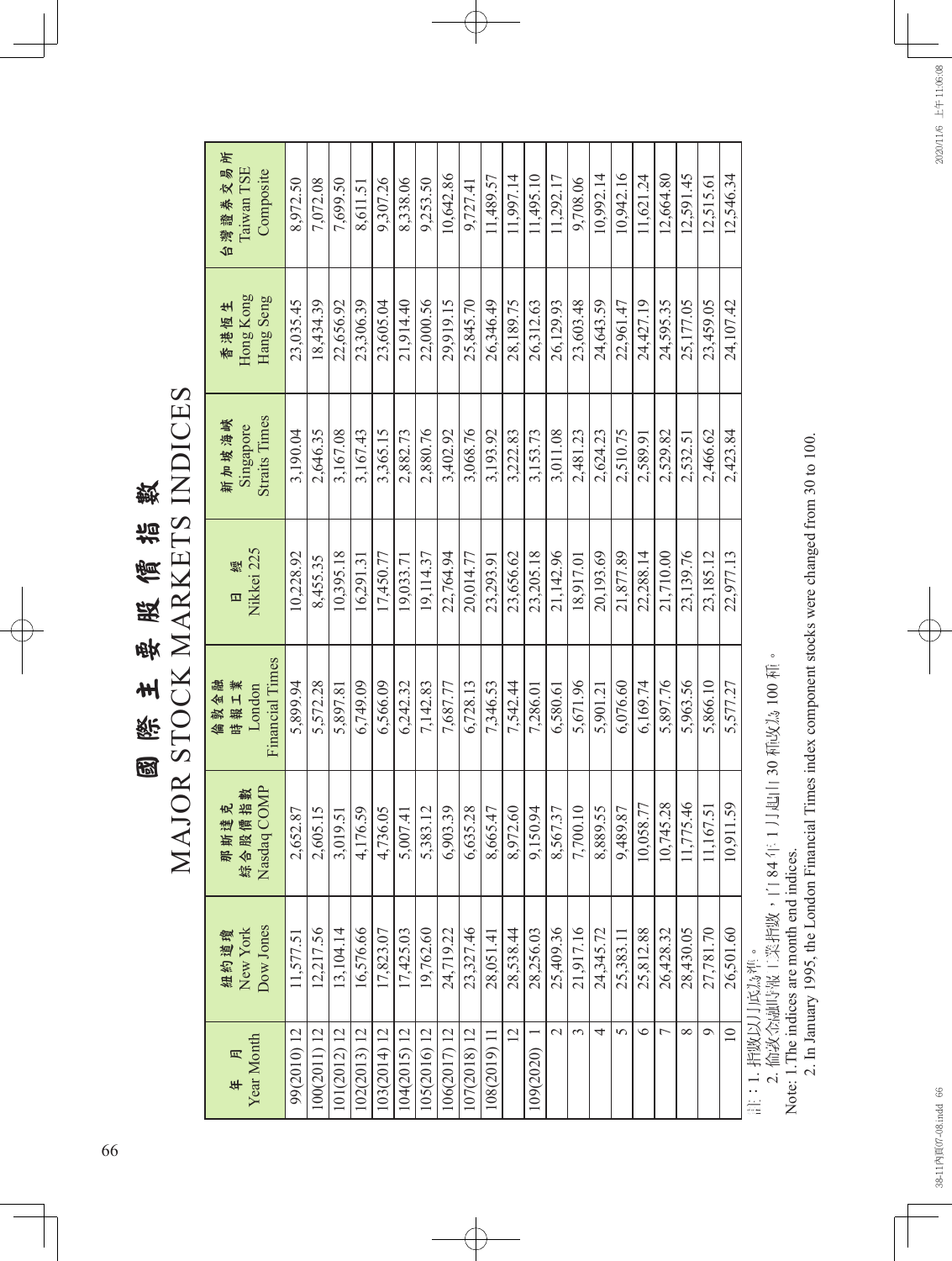# 國際主要股價指數

# MAJOR STOCK MARKETS INDICES

| 年月<br>Year Month | 紐約道瓊<br>New York<br>Dow Jones | 那斯達克<br>綜合股價指數<br>Nasdaq COMP | 倫敦金融<br>時報工業<br>London<br>Financial Times | 日經<br>Nikkei 225 | 新加坡海峽<br>Singapore<br>Straits Times | 香港恆生<br>Hong Kong<br>Hang Seng | 台灣證券交易所<br>Taiwan TSE<br>Composite |
|---|---|---|---|---|---|---|---|
| 99(2010) 12 | 11,577.51 | 2,652.87 | 5,899.94 | 10,228.92 | 3,190.04 | 23,035.45 | 8,972.50 |
| 100(2011) 12 | 12,217.56 | 2,605.15 | 5,572.28 | 8,455.35 | 2,646.35 | 18,434.39 | 7,072.08 |
| 101(2012) 12 | 13,104.14 | 3,019.51 | 5,897.81 | 10,395.18 | 3,167.08 | 22,656.92 | 7,699.50 |
| 102(2013) 12 | 16,576.66 | 4,176.59 | 6,749.09 | 16,291.31 | 3,167.43 | 23,306.39 | 8,611.51 |
| 103(2014) 12 | 17,823.07 | 4,736.05 | 6,566.09 | 17,450.77 | 3,365.15 | 23,605.04 | 9,307.26 |
| 104(2015) 12 | 17,425.03 | 5,007.41 | 6,242.32 | 19,033.71 | 2,882.73 | 21,914.40 | 8,338.06 |
| 105(2016) 12 | 19,762.60 | 5,383.12 | 7,142.83 | 19,114.37 | 2,880.76 | 22,000.56 | 9,253.50 |
| 106(2017) 12 | 24,719.22 | 6,903.39 | 7,687.77 | 22,764.94 | 3,402.92 | 29,919.15 | 10,642.86 |
| 107(2018) 12 | 23,327.46 | 6,635.28 | 6,728.13 | 20,014.77 | 3,068.76 | 25,845.70 | 9,727.41 |
| 108(2019) 11 | 28,051.41 | 8,665.47 | 7,346.53 | 23,293.91 | 3,193.92 | 26,346.49 | 11,489.57 |
| 12 | 28,538.44 | 8,972.60 | 7,542.44 | 23,656.62 | 3,222.83 | 28,189.75 | 11,997.14 |
| 109(2020) 1 | 28,256.03 | 9,150.94 | 7,286.01 | 23,205.18 | 3,153.73 | 26,312.63 | 11,495.10 |
| 2 | 25,409.36 | 8,567.37 | 6,580.61 | 21,142.96 | 3,011.08 | 26,129.93 | 11,292.17 |
| 3 | 21,917.16 | 7,700.10 | 5,671.96 | 18,917.01 | 2,481.23 | 23,603.48 | 9,708.06 |
| 4 | 24,345.72 | 8,889.55 | 5,901.21 | 20,193.69 | 2,624.23 | 24,643.59 | 10,992.14 |
| 5 | 25,383.11 | 9,489.87 | 6,076.60 | 21,877.89 | 2,510.75 | 22,961.47 | 10,942.16 |
| 6 | 25,812.88 | 10,058.77 | 6,169.74 | 22,288.14 | 2,589.91 | 24,427.19 | 11,621.24 |
| 7 | 26,428.32 | 10,745.28 | 5,897.76 | 21,710.00 | 2,529.82 | 24,595.35 | 12,664.80 |
| 8 | 28,430.05 | 11,775.46 | 5,963.56 | 23,139.76 | 2,532.51 | 25,177.05 | 12,591.45 |
| 9 | 27,781.70 | 11,167.51 | 5,866.10 | 23,185.12 | 2,466.62 | 23,459.05 | 12,515.61 |
| 10 | 26,501.60 | 10,911.59 | 5,577.27 | 22,977.13 | 2,423.84 | 24,107.42 | 12,546.34 |

註：1. 指數以月底為準。
　　2. 倫敦金融時報工業指數，自84年1月起由30種改為100種。

Note: 1. The indices are month end indices.
　　2. In January 1995, the London Financial Times index component stocks were changed from 30 to 100.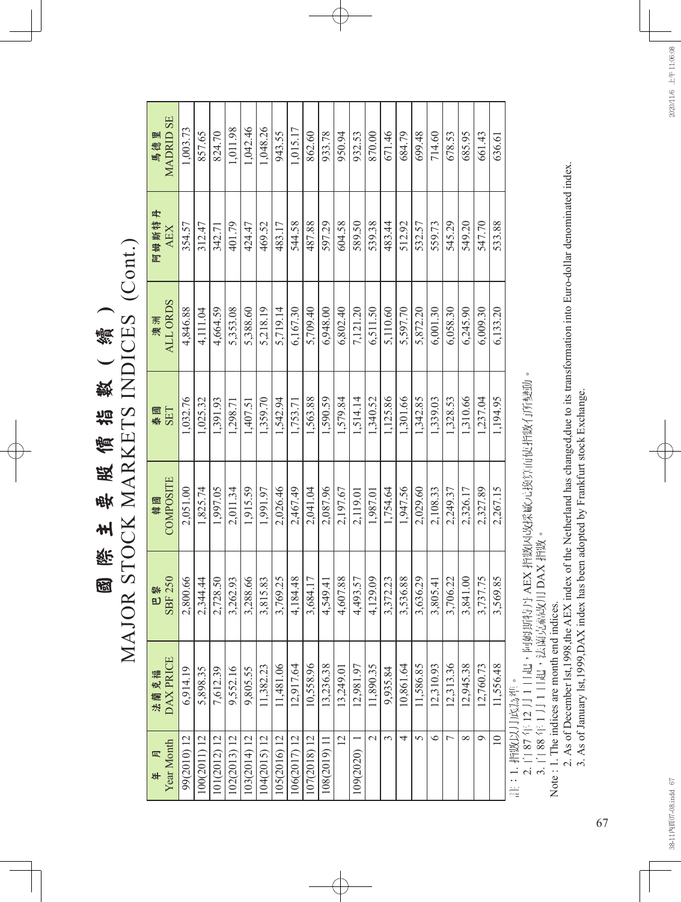# 國際主要股價指數（續）

# MAJOR STOCK MARKETS INDICES (Cont.)

| 年 月<br>Year Month | 法蘭克福<br>DAX PRICE | 巴黎<br>SBF 250 | 韓國<br>COMPOSITE | 泰國<br>SET | 澳洲<br>ALL ORDS | 阿姆斯特丹<br>AEX | 馬德里<br>MADRID SE |
|---|---|---|---|---|---|---|---|
| 99(2010) 12 | 6,914.19 | 2,800.66 | 2,051.00 | 1,032.76 | 4,846.88 | 354.57 | 1,003.73 |
| 100(2011) 12 | 5,898.35 | 2,344.44 | 1,825.74 | 1,025.32 | 4,111.04 | 312.47 | 857.65 |
| 101(2012) 12 | 7,612.39 | 2,728.50 | 1,997.05 | 1,391.93 | 4,664.59 | 342.71 | 824.70 |
| 102(2013) 12 | 9,552.16 | 3,262.93 | 2,011.34 | 1,298.71 | 5,353.08 | 401.79 | 1,011.98 |
| 103(2014) 12 | 9,805.55 | 3,288.66 | 1,915.59 | 1,497.51 | 5,388.60 | 424.47 | 1,042.46 |
| 104(2015) 12 | 11,382.23 | 3,815.83 | 1,991.97 | 1,359.70 | 5,218.19 | 469.52 | 1,048.26 |
| 105(2016) 12 | 11,481.06 | 3,769.25 | 2,026.46 | 1,542.94 | 5,719.14 | 483.17 | 943.55 |
| 106(2017) 12 | 12,917.64 | 4,184.48 | 2,467.49 | 1,753.71 | 6,167.30 | 544.58 | 1,015.17 |
| 107(2018) 12 | 10,558.96 | 3,684.17 | 2,041.04 | 1,563.88 | 5,709.40 | 487.88 | 862.60 |
| 108(2019) 11 | 13,236.38 | 4,549.41 | 2,087.96 | 1,590.59 | 6,948.00 | 597.29 | 933.78 |
| 12 | 13,249.01 | 4,607.88 | 2,197.67 | 1,579.84 | 6,802.40 | 604.58 | 950.94 |
| 109(2020) 1 | 12,981.97 | 4,493.57 | 2,119.01 | 1,514.14 | 7,121.20 | 589.50 | 932.53 |
| 2 | 11,890.35 | 4,129.09 | 1,987.01 | 1,340.52 | 6,511.50 | 539.38 | 870.00 |
| 3 | 9,935.84 | 3,372.23 | 1,754.64 | 1,125.86 | 5,110.60 | 483.44 | 671.46 |
| 4 | 10,861.64 | 3,536.88 | 1,947.56 | 1,301.66 | 5,597.70 | 512.92 | 684.79 |
| 5 | 11,586.85 | 3,636.29 | 2,029.60 | 1,342.85 | 5,872.20 | 532.57 | 699.48 |
| 6 | 12,310.93 | 3,805.41 | 2,108.33 | 1,339.03 | 6,001.30 | 559.73 | 714.60 |
| 7 | 12,313.36 | 3,706.22 | 2,249.37 | 1,328.53 | 6,058.30 | 545.29 | 678.53 |
| 8 | 12,945.38 | 3,841.00 | 2,326.17 | 1,310.66 | 6,245.90 | 549.20 | 685.95 |
| 9 | 12,760.73 | 3,737.75 | 2,327.89 | 1,237.04 | 6,009.30 | 547.70 | 661.43 |
| 10 | 11,556.48 | 3,569.85 | 2,267.15 | 1,194.95 | 6,133.20 | 533.88 | 636.61 |

註：1. 指數以月底為準。
　　2. 自87年12月1日起，阿姆斯特丹AEX指數因改採歐元換算而使指數有所變動。
　　3. 自88年1月1日起，法蘭克福改用DAX指數。

Note : 1. The indices are month end indices.
　　　2. As of December 1st,1998,the AEX index of the Netherland has changed,due to its transformation into Euro-dollar denominated index.
　　　3. As of January 1st,1999,DAX index has been adopted by Frankfurt stock Exchange.